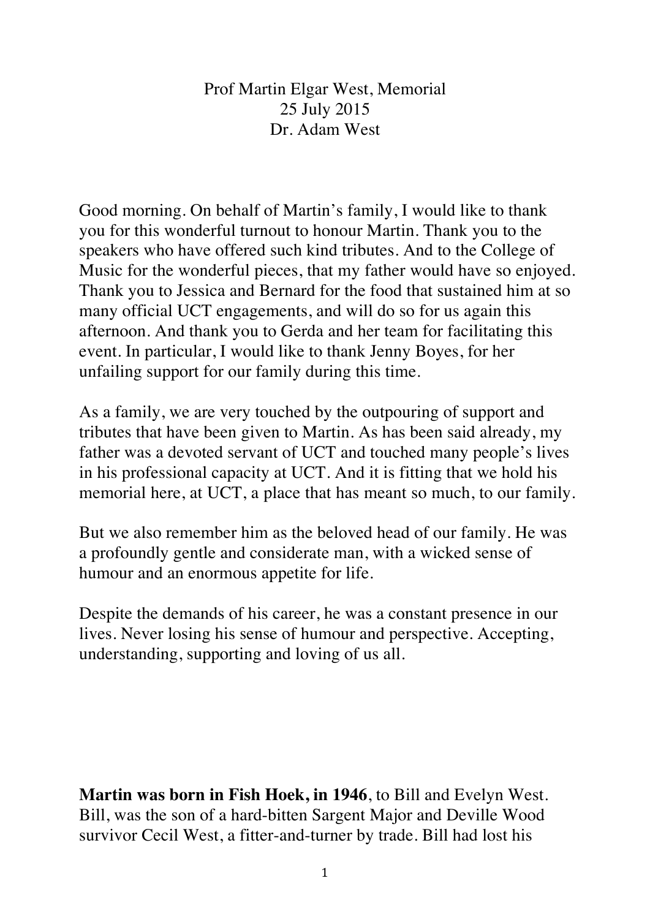Prof Martin Elgar West, Memorial
25 July 2015
Dr. Adam West

Good morning. On behalf of Martin's family, I would like to thank you for this wonderful turnout to honour Martin. Thank you to the speakers who have offered such kind tributes. And to the College of Music for the wonderful pieces, that my father would have so enjoyed. Thank you to Jessica and Bernard for the food that sustained him at so many official UCT engagements, and will do so for us again this afternoon. And thank you to Gerda and her team for facilitating this event. In particular, I would like to thank Jenny Boyes, for her unfailing support for our family during this time.

As a family, we are very touched by the outpouring of support and tributes that have been given to Martin. As has been said already, my father was a devoted servant of UCT and touched many people's lives in his professional capacity at UCT. And it is fitting that we hold his memorial here, at UCT, a place that has meant so much, to our family.

But we also remember him as the beloved head of our family. He was a profoundly gentle and considerate man, with a wicked sense of humour and an enormous appetite for life.

Despite the demands of his career, he was a constant presence in our lives. Never losing his sense of humour and perspective. Accepting, understanding, supporting and loving of us all.

**Martin was born in Fish Hoek, in 1946**, to Bill and Evelyn West. Bill, was the son of a hard-bitten Sargent Major and Deville Wood survivor Cecil West, a fitter-and-turner by trade. Bill had lost his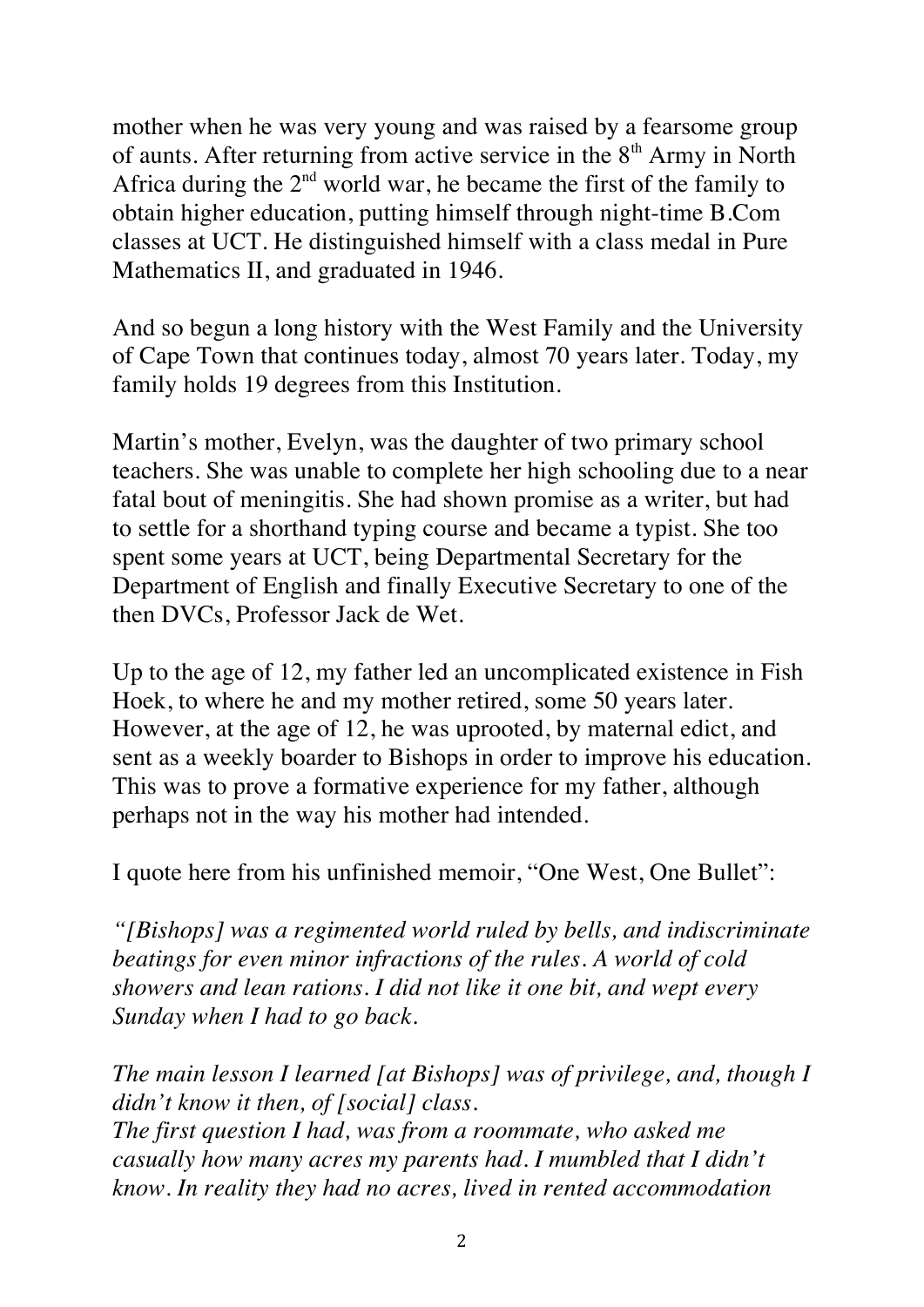mother when he was very young and was raised by a fearsome group of aunts. After returning from active service in the 8th Army in North Africa during the 2nd world war, he became the first of the family to obtain higher education, putting himself through night-time B.Com classes at UCT. He distinguished himself with a class medal in Pure Mathematics II, and graduated in 1946.

And so begun a long history with the West Family and the University of Cape Town that continues today, almost 70 years later. Today, my family holds 19 degrees from this Institution.

Martin's mother, Evelyn, was the daughter of two primary school teachers. She was unable to complete her high schooling due to a near fatal bout of meningitis. She had shown promise as a writer, but had to settle for a shorthand typing course and became a typist. She too spent some years at UCT, being Departmental Secretary for the Department of English and finally Executive Secretary to one of the then DVCs, Professor Jack de Wet.

Up to the age of 12, my father led an uncomplicated existence in Fish Hoek, to where he and my mother retired, some 50 years later. However, at the age of 12, he was uprooted, by maternal edict, and sent as a weekly boarder to Bishops in order to improve his education. This was to prove a formative experience for my father, although perhaps not in the way his mother had intended.

I quote here from his unfinished memoir, "One West, One Bullet":

*"[Bishops] was a regimented world ruled by bells, and indiscriminate beatings for even minor infractions of the rules. A world of cold showers and lean rations. I did not like it one bit, and wept every Sunday when I had to go back.*

*The main lesson I learned [at Bishops] was of privilege, and, though I didn't know it then, of [social] class.*
*The first question I had, was from a roommate, who asked me casually how many acres my parents had. I mumbled that I didn't know. In reality they had no acres, lived in rented accommodation*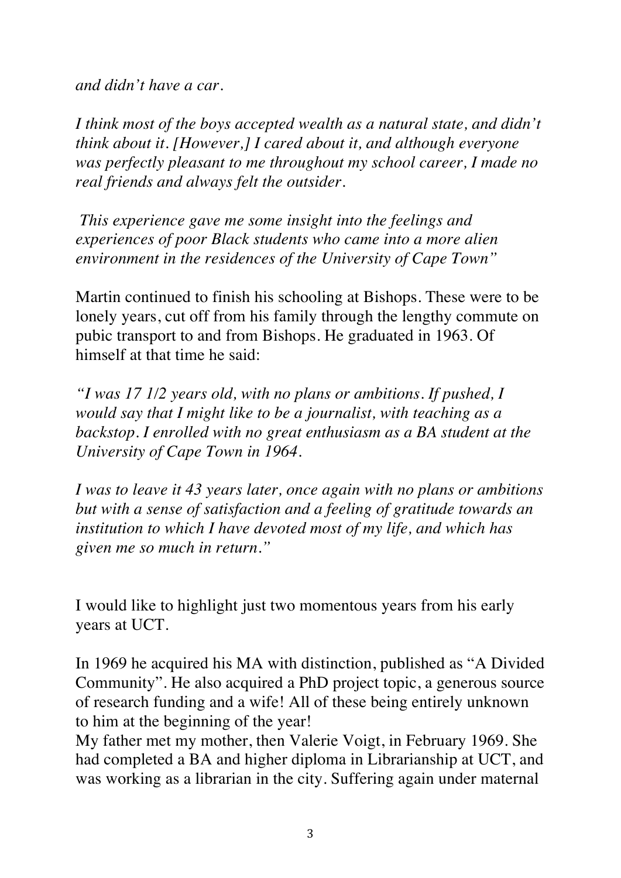*and didn't have a car.*

*I think most of the boys accepted wealth as a natural state, and didn't think about it. [However,] I cared about it, and although everyone was perfectly pleasant to me throughout my school career, I made no real friends and always felt the outsider.*

*This experience gave me some insight into the feelings and experiences of poor Black students who came into a more alien environment in the residences of the University of Cape Town"*

Martin continued to finish his schooling at Bishops. These were to be lonely years, cut off from his family through the lengthy commute on pubic transport to and from Bishops. He graduated in 1963. Of himself at that time he said:

*"I was 17 1/2 years old, with no plans or ambitions. If pushed, I would say that I might like to be a journalist, with teaching as a backstop. I enrolled with no great enthusiasm as a BA student at the University of Cape Town in 1964.*

*I was to leave it 43 years later, once again with no plans or ambitions but with a sense of satisfaction and a feeling of gratitude towards an institution to which I have devoted most of my life, and which has given me so much in return."*

I would like to highlight just two momentous years from his early years at UCT.

In 1969 he acquired his MA with distinction, published as "A Divided Community". He also acquired a PhD project topic, a generous source of research funding and a wife! All of these being entirely unknown to him at the beginning of the year!
My father met my mother, then Valerie Voigt, in February 1969. She had completed a BA and higher diploma in Librarianship at UCT, and was working as a librarian in the city. Suffering again under maternal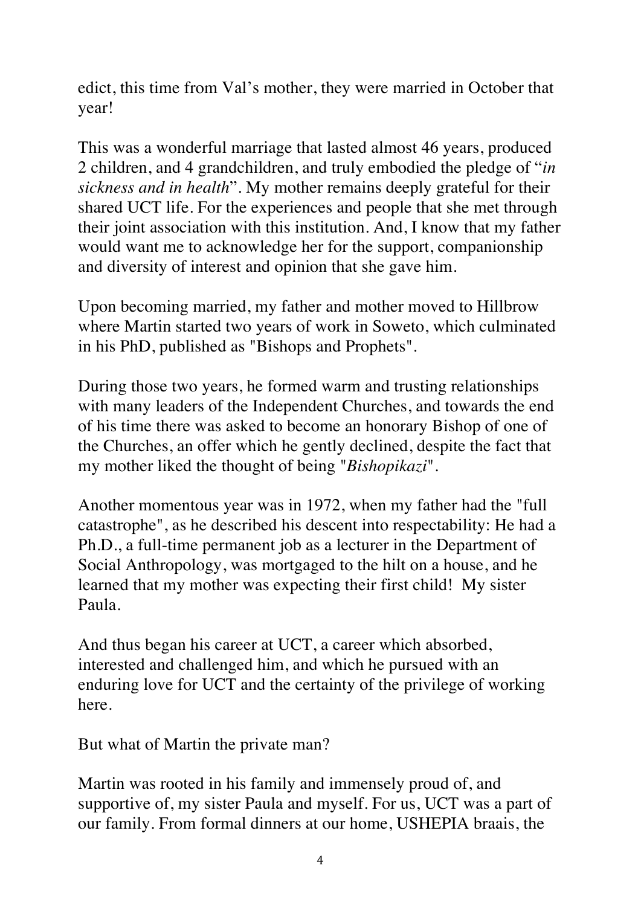edict, this time from Val's mother, they were married in October that year!

This was a wonderful marriage that lasted almost 46 years, produced 2 children, and 4 grandchildren, and truly embodied the pledge of "*in sickness and in health*". My mother remains deeply grateful for their shared UCT life. For the experiences and people that she met through their joint association with this institution. And, I know that my father would want me to acknowledge her for the support, companionship and diversity of interest and opinion that she gave him.

Upon becoming married, my father and mother moved to Hillbrow where Martin started two years of work in Soweto, which culminated in his PhD, published as "Bishops and Prophets".

During those two years, he formed warm and trusting relationships with many leaders of the Independent Churches, and towards the end of his time there was asked to become an honorary Bishop of one of the Churches, an offer which he gently declined, despite the fact that my mother liked the thought of being "*Bishopikazi*".

Another momentous year was in 1972, when my father had the "full catastrophe", as he described his descent into respectability: He had a Ph.D., a full-time permanent job as a lecturer in the Department of Social Anthropology, was mortgaged to the hilt on a house, and he learned that my mother was expecting their first child! My sister Paula.

And thus began his career at UCT, a career which absorbed, interested and challenged him, and which he pursued with an enduring love for UCT and the certainty of the privilege of working here.

But what of Martin the private man?

Martin was rooted in his family and immensely proud of, and supportive of, my sister Paula and myself. For us, UCT was a part of our family. From formal dinners at our home, USHEPIA braais, the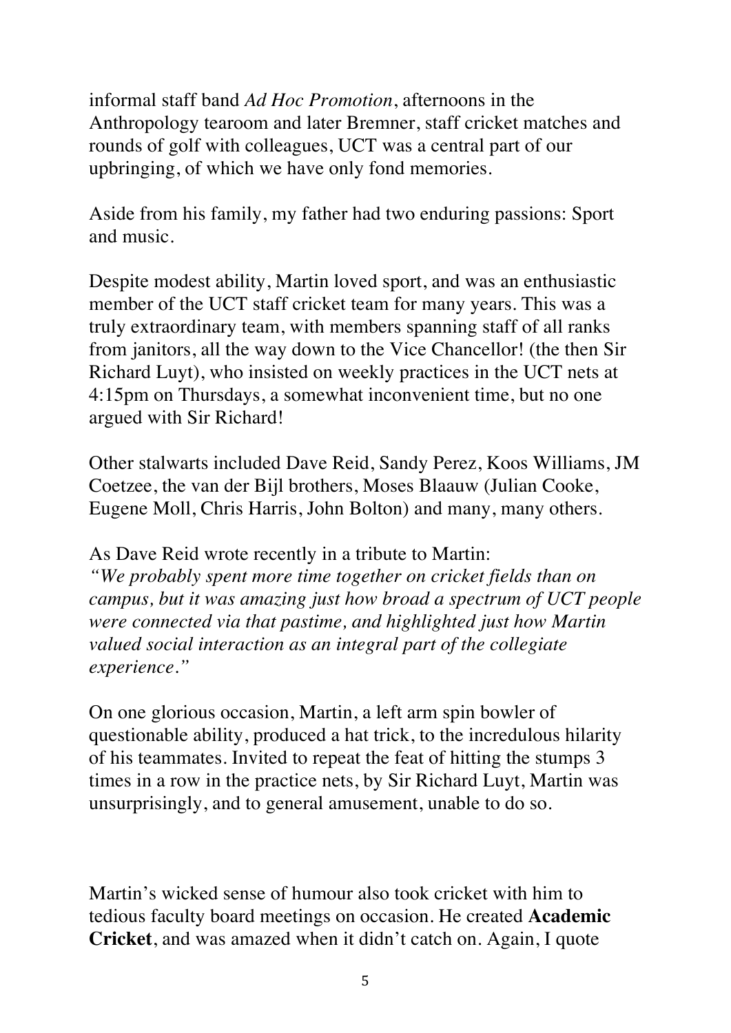informal staff band *Ad Hoc Promotion*, afternoons in the Anthropology tearoom and later Bremner, staff cricket matches and rounds of golf with colleagues, UCT was a central part of our upbringing, of which we have only fond memories.

Aside from his family, my father had two enduring passions: Sport and music.

Despite modest ability, Martin loved sport, and was an enthusiastic member of the UCT staff cricket team for many years. This was a truly extraordinary team, with members spanning staff of all ranks from janitors, all the way down to the Vice Chancellor! (the then Sir Richard Luyt), who insisted on weekly practices in the UCT nets at 4:15pm on Thursdays, a somewhat inconvenient time, but no one argued with Sir Richard!

Other stalwarts included Dave Reid, Sandy Perez, Koos Williams, JM Coetzee, the van der Bijl brothers, Moses Blaauw (Julian Cooke, Eugene Moll, Chris Harris, John Bolton) and many, many others.

As Dave Reid wrote recently in a tribute to Martin:
*"We probably spent more time together on cricket fields than on campus, but it was amazing just how broad a spectrum of UCT people were connected via that pastime, and highlighted just how Martin valued social interaction as an integral part of the collegiate experience."*

On one glorious occasion, Martin, a left arm spin bowler of questionable ability, produced a hat trick, to the incredulous hilarity of his teammates. Invited to repeat the feat of hitting the stumps 3 times in a row in the practice nets, by Sir Richard Luyt, Martin was unsurprisingly, and to general amusement, unable to do so.

Martin's wicked sense of humour also took cricket with him to tedious faculty board meetings on occasion. He created **Academic Cricket**, and was amazed when it didn't catch on. Again, I quote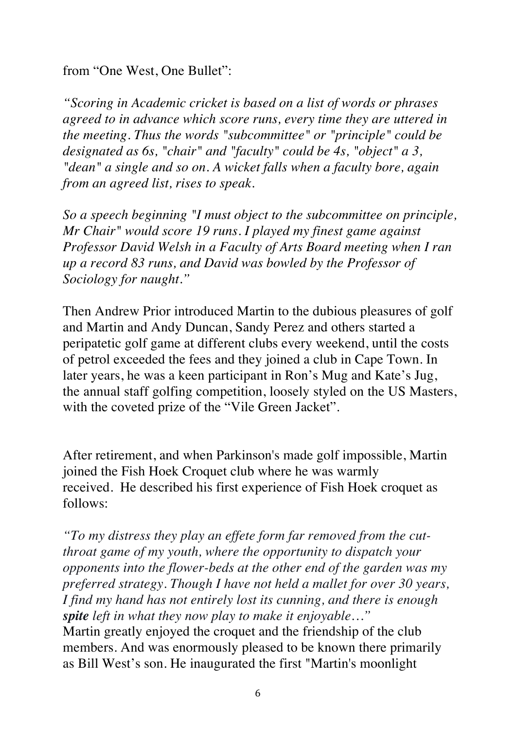from "One West, One Bullet":

*"Scoring in Academic cricket is based on a list of words or phrases agreed to in advance which score runs, every time they are uttered in the meeting. Thus the words "subcommittee" or "principle" could be designated as 6s, "chair" and "faculty" could be 4s, "object" a 3, "dean" a single and so on. A wicket falls when a faculty bore, again from an agreed list, rises to speak.*

*So a speech beginning "I must object to the subcommittee on principle, Mr Chair" would score 19 runs. I played my finest game against Professor David Welsh in a Faculty of Arts Board meeting when I ran up a record 83 runs, and David was bowled by the Professor of Sociology for naught."*

Then Andrew Prior introduced Martin to the dubious pleasures of golf and Martin and Andy Duncan, Sandy Perez and others started a peripatetic golf game at different clubs every weekend, until the costs of petrol exceeded the fees and they joined a club in Cape Town. In later years, he was a keen participant in Ron's Mug and Kate's Jug, the annual staff golfing competition, loosely styled on the US Masters, with the coveted prize of the "Vile Green Jacket".

After retirement, and when Parkinson's made golf impossible, Martin joined the Fish Hoek Croquet club where he was warmly received. He described his first experience of Fish Hoek croquet as follows:

*"To my distress they play an effete form far removed from the cut-throat game of my youth, where the opportunity to dispatch your opponents into the flower-beds at the other end of the garden was my preferred strategy. Though I have not held a mallet for over 30 years, I find my hand has not entirely lost its cunning, and there is enough* ***spite*** *left in what they now play to make it enjoyable…"*
Martin greatly enjoyed the croquet and the friendship of the club members. And was enormously pleased to be known there primarily as Bill West's son. He inaugurated the first "Martin's moonlight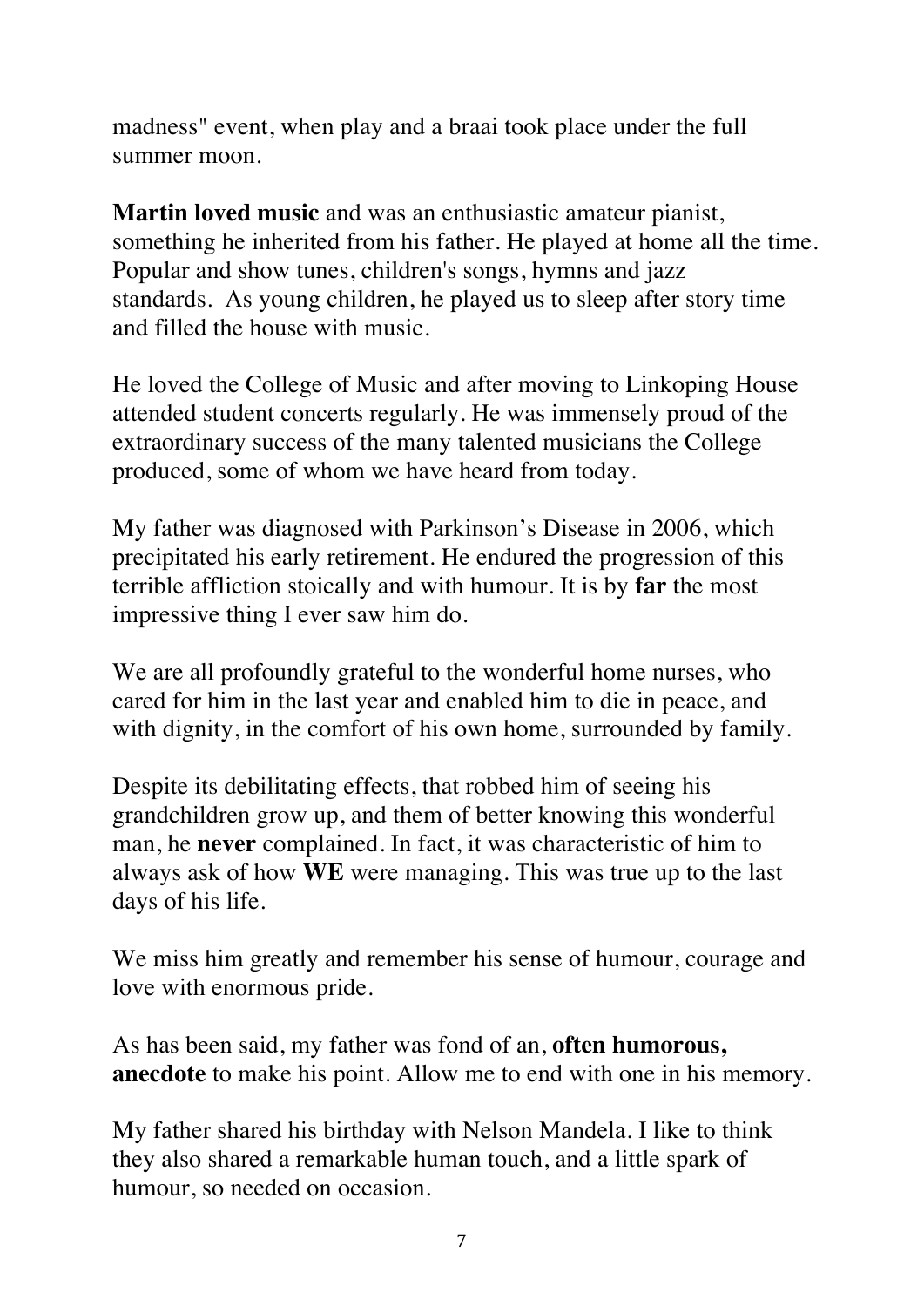madness" event, when play and a braai took place under the full summer moon.

**Martin loved music** and was an enthusiastic amateur pianist, something he inherited from his father. He played at home all the time. Popular and show tunes, children's songs, hymns and jazz standards. As young children, he played us to sleep after story time and filled the house with music.

He loved the College of Music and after moving to Linkoping House attended student concerts regularly. He was immensely proud of the extraordinary success of the many talented musicians the College produced, some of whom we have heard from today.

My father was diagnosed with Parkinson's Disease in 2006, which precipitated his early retirement. He endured the progression of this terrible affliction stoically and with humour. It is by **far** the most impressive thing I ever saw him do.

We are all profoundly grateful to the wonderful home nurses, who cared for him in the last year and enabled him to die in peace, and with dignity, in the comfort of his own home, surrounded by family.

Despite its debilitating effects, that robbed him of seeing his grandchildren grow up, and them of better knowing this wonderful man, he **never** complained. In fact, it was characteristic of him to always ask of how **WE** were managing. This was true up to the last days of his life.

We miss him greatly and remember his sense of humour, courage and love with enormous pride.

As has been said, my father was fond of an, **often humorous, anecdote** to make his point. Allow me to end with one in his memory.

My father shared his birthday with Nelson Mandela. I like to think they also shared a remarkable human touch, and a little spark of humour, so needed on occasion.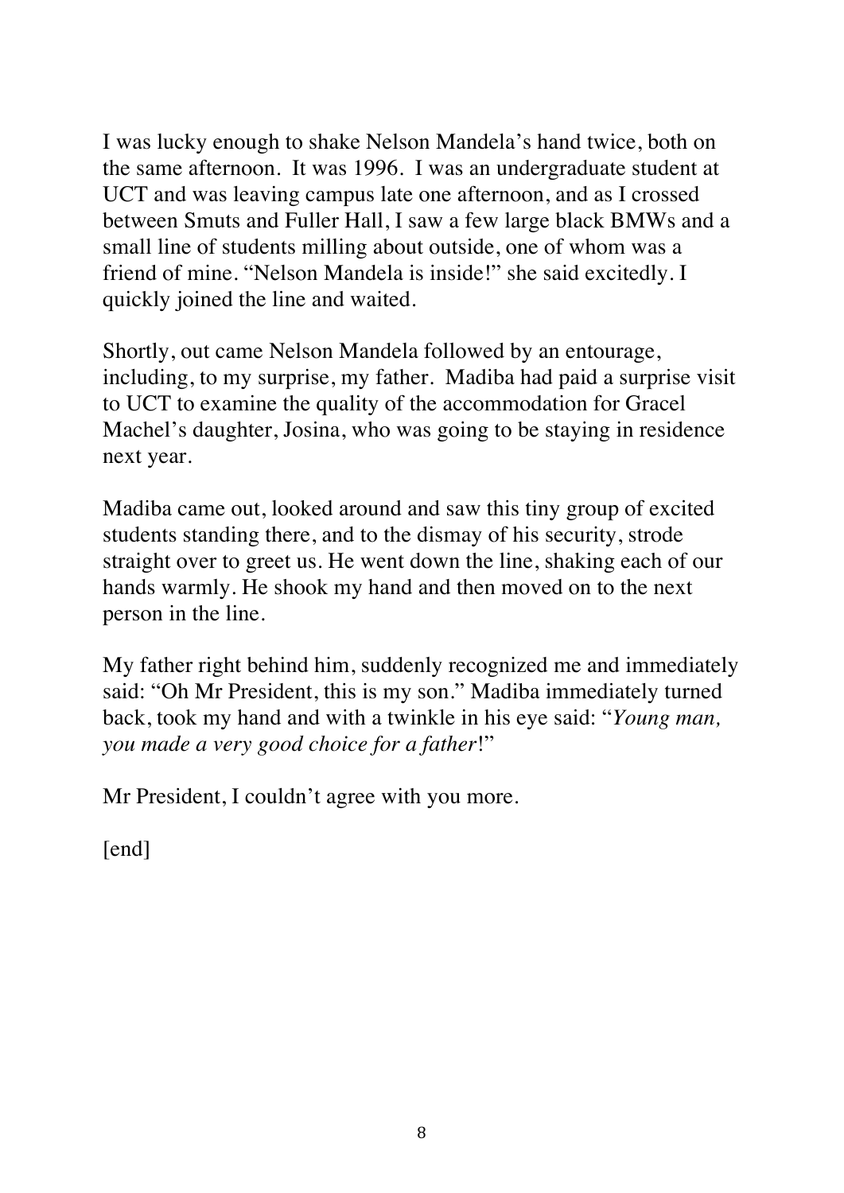I was lucky enough to shake Nelson Mandela's hand twice, both on the same afternoon. It was 1996. I was an undergraduate student at UCT and was leaving campus late one afternoon, and as I crossed between Smuts and Fuller Hall, I saw a few large black BMWs and a small line of students milling about outside, one of whom was a friend of mine. "Nelson Mandela is inside!" she said excitedly. I quickly joined the line and waited.

Shortly, out came Nelson Mandela followed by an entourage, including, to my surprise, my father. Madiba had paid a surprise visit to UCT to examine the quality of the accommodation for Gracel Machel's daughter, Josina, who was going to be staying in residence next year.

Madiba came out, looked around and saw this tiny group of excited students standing there, and to the dismay of his security, strode straight over to greet us. He went down the line, shaking each of our hands warmly. He shook my hand and then moved on to the next person in the line.

My father right behind him, suddenly recognized me and immediately said: "Oh Mr President, this is my son." Madiba immediately turned back, took my hand and with a twinkle in his eye said: "*Young man, you made a very good choice for a father*!"

Mr President, I couldn't agree with you more.

[end]